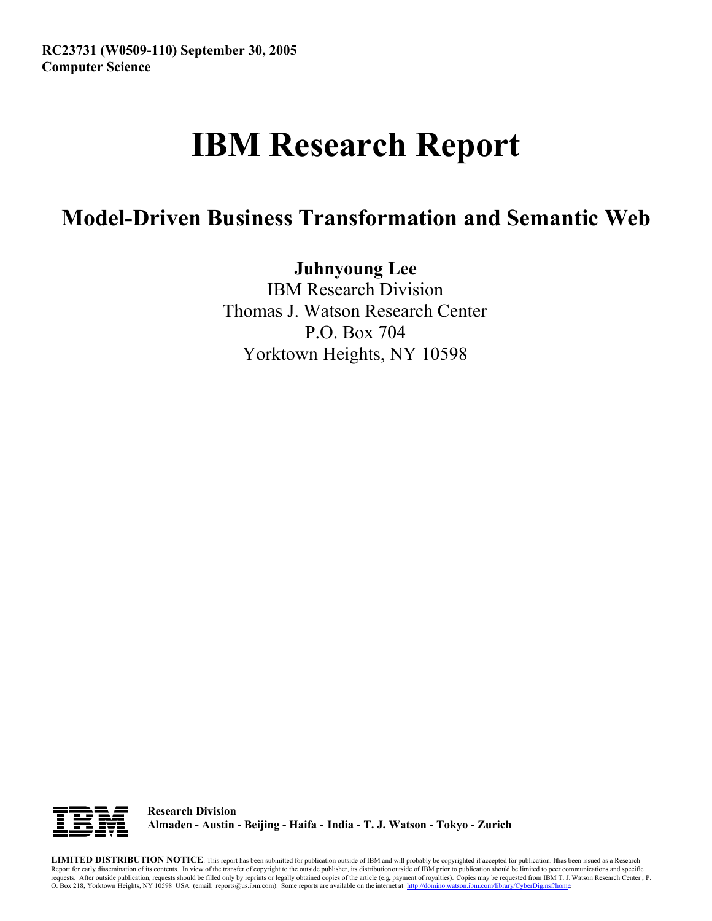**RC23731 (W0509-110) September 30, 2005**
**Computer Science**

# IBM Research Report

## Model-Driven Business Transformation and Semantic Web

**Juhnyoung Lee**

IBM Research Division
Thomas J. Watson Research Center
P.O. Box 704
Yorktown Heights, NY 10598

**Research Division**
**Almaden - Austin - Beijing - Haifa - India - T. J. Watson - Tokyo - Zurich**

**LIMITED DISTRIBUTION NOTICE**: This report has been submitted for publication outside of IBM and will probably be copyrighted if accepted for publication. It has been issued as a Research Report for early dissemination of its contents. In view of the transfer of copyright to the outside publisher, its distribution outside of IBM prior to publication should be limited to peer communications and specific requests. After outside publication, requests should be filled only by reprints or legally obtained copies of the article (e.g., payment of royalties). Copies may be requested from IBM T. J. Watson Research Center, P. O. Box 218, Yorktown Heights, NY 10598 USA (email: reports@us.ibm.com). Some reports are available on the internet at http://domino.watson.ibm.com/library/CyberDig.nsf/home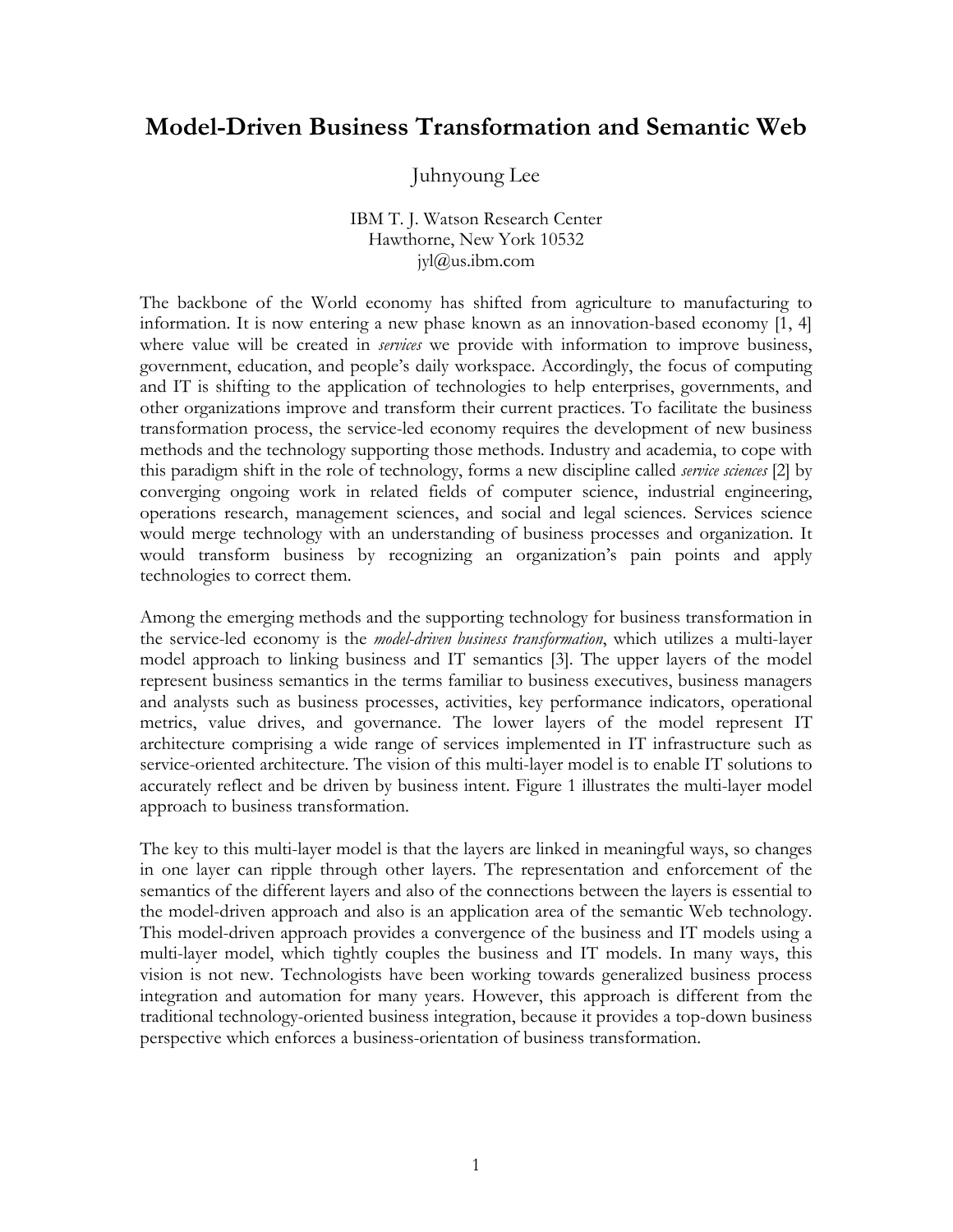# Model-Driven Business Transformation and Semantic Web

Juhnyoung Lee

IBM T. J. Watson Research Center
Hawthorne, New York 10532
jyl@us.ibm.com

The backbone of the World economy has shifted from agriculture to manufacturing to information. It is now entering a new phase known as an innovation-based economy [1, 4] where value will be created in *services* we provide with information to improve business, government, education, and people's daily workspace. Accordingly, the focus of computing and IT is shifting to the application of technologies to help enterprises, governments, and other organizations improve and transform their current practices. To facilitate the business transformation process, the service-led economy requires the development of new business methods and the technology supporting those methods. Industry and academia, to cope with this paradigm shift in the role of technology, forms a new discipline called *service sciences* [2] by converging ongoing work in related fields of computer science, industrial engineering, operations research, management sciences, and social and legal sciences. Services science would merge technology with an understanding of business processes and organization. It would transform business by recognizing an organization's pain points and apply technologies to correct them.

Among the emerging methods and the supporting technology for business transformation in the service-led economy is the *model-driven business transformation*, which utilizes a multi-layer model approach to linking business and IT semantics [3]. The upper layers of the model represent business semantics in the terms familiar to business executives, business managers and analysts such as business processes, activities, key performance indicators, operational metrics, value drives, and governance. The lower layers of the model represent IT architecture comprising a wide range of services implemented in IT infrastructure such as service-oriented architecture. The vision of this multi-layer model is to enable IT solutions to accurately reflect and be driven by business intent. Figure 1 illustrates the multi-layer model approach to business transformation.

The key to this multi-layer model is that the layers are linked in meaningful ways, so changes in one layer can ripple through other layers. The representation and enforcement of the semantics of the different layers and also of the connections between the layers is essential to the model-driven approach and also is an application area of the semantic Web technology. This model-driven approach provides a convergence of the business and IT models using a multi-layer model, which tightly couples the business and IT models. In many ways, this vision is not new. Technologists have been working towards generalized business process integration and automation for many years. However, this approach is different from the traditional technology-oriented business integration, because it provides a top-down business perspective which enforces a business-orientation of business transformation.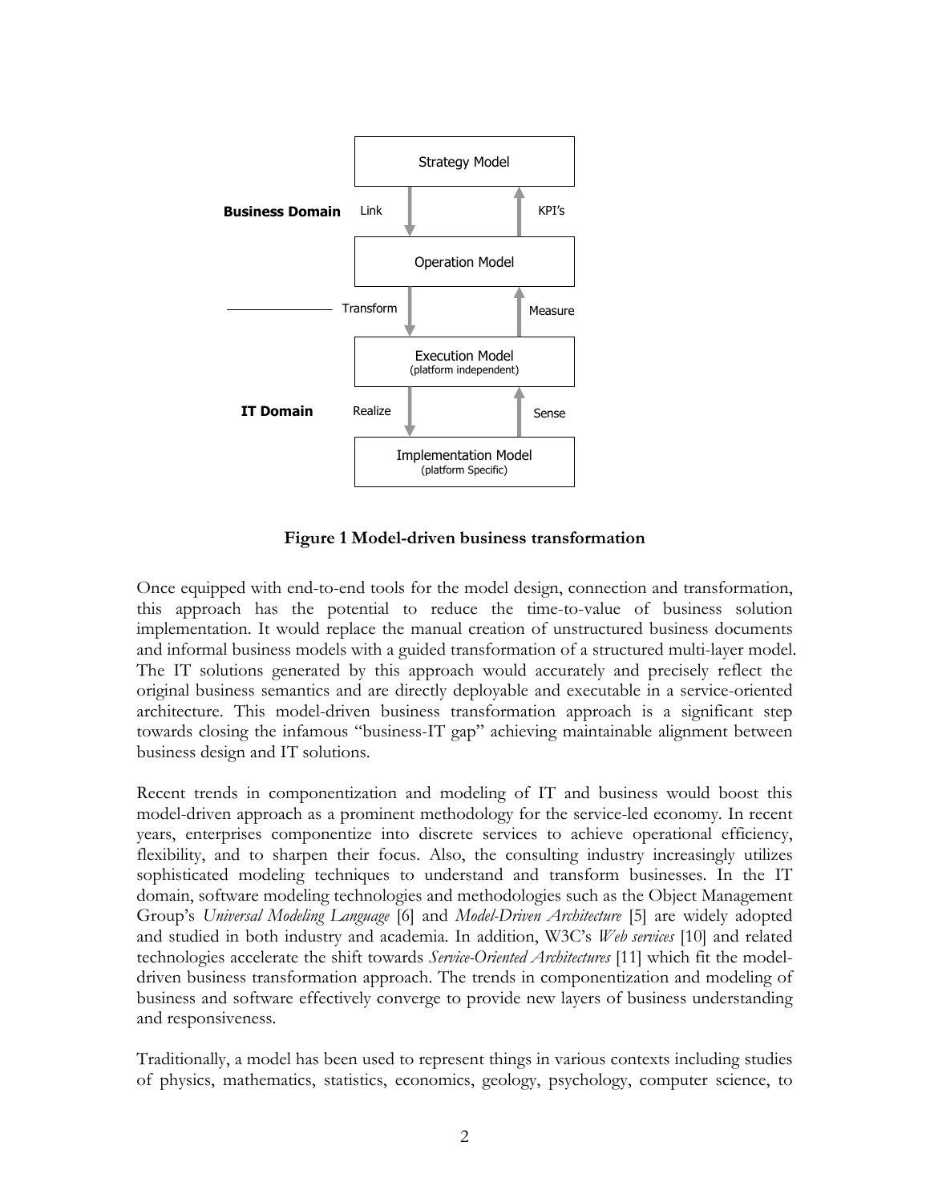Strategy Model

**Business Domain** — Link ↓ / KPI's ↑

Operation Model

Transform ↓ / Measure ↑

Execution Model
(platform independent)

**IT Domain** — Realize ↓ / Sense ↑

Implementation Model
(platform Specific)

**Figure 1 Model-driven business transformation**

Once equipped with end-to-end tools for the model design, connection and transformation, this approach has the potential to reduce the time-to-value of business solution implementation. It would replace the manual creation of unstructured business documents and informal business models with a guided transformation of a structured multi-layer model. The IT solutions generated by this approach would accurately and precisely reflect the original business semantics and are directly deployable and executable in a service-oriented architecture. This model-driven business transformation approach is a significant step towards closing the infamous "business-IT gap" achieving maintainable alignment between business design and IT solutions.

Recent trends in componentization and modeling of IT and business would boost this model-driven approach as a prominent methodology for the service-led economy. In recent years, enterprises componentize into discrete services to achieve operational efficiency, flexibility, and to sharpen their focus. Also, the consulting industry increasingly utilizes sophisticated modeling techniques to understand and transform businesses. In the IT domain, software modeling technologies and methodologies such as the Object Management Group's *Universal Modeling Language* [6] and *Model-Driven Architecture* [5] are widely adopted and studied in both industry and academia. In addition, W3C's *Web services* [10] and related technologies accelerate the shift towards *Service-Oriented Architectures* [11] which fit the model-driven business transformation approach. The trends in componentization and modeling of business and software effectively converge to provide new layers of business understanding and responsiveness.

Traditionally, a model has been used to represent things in various contexts including studies of physics, mathematics, statistics, economics, geology, psychology, computer science, to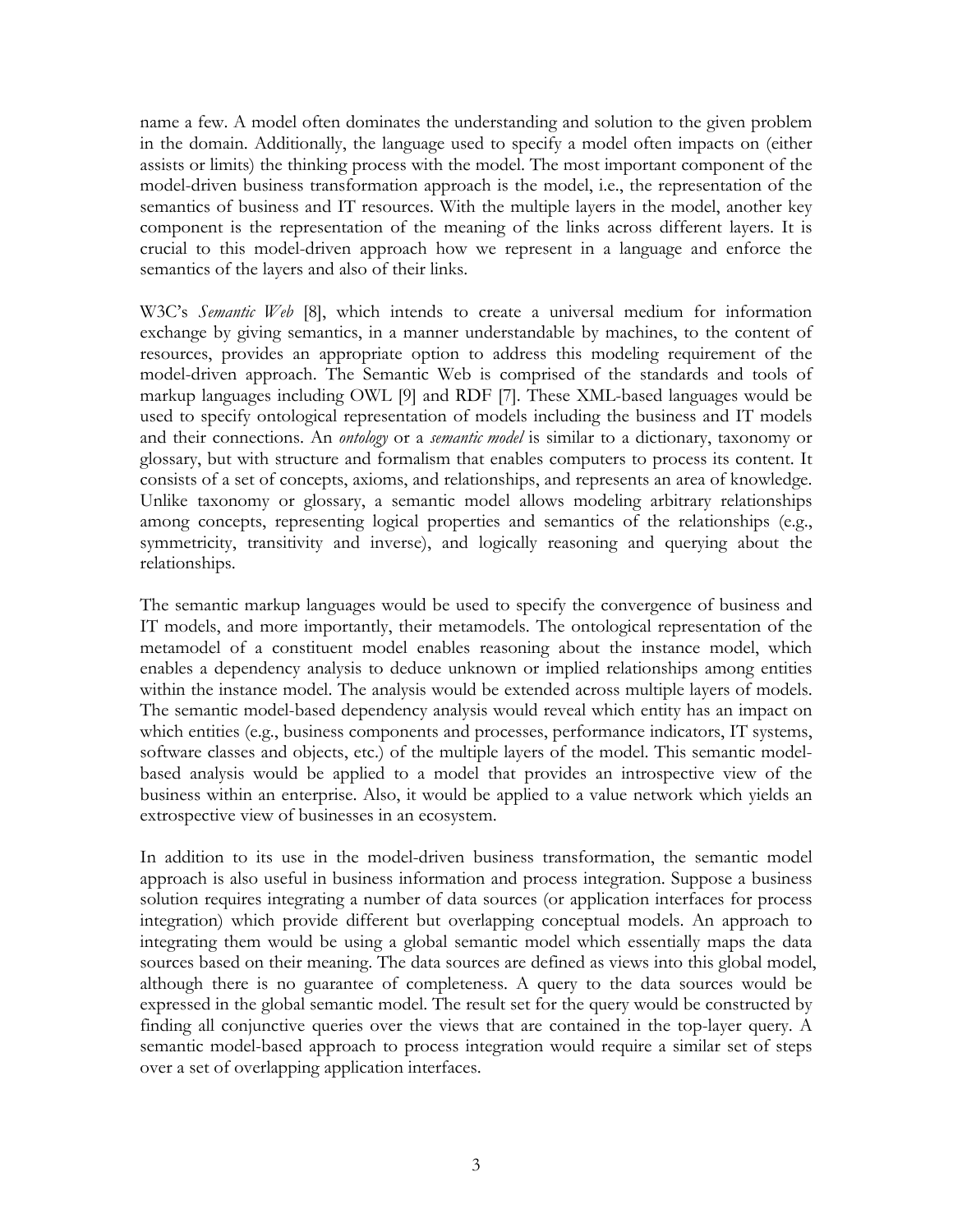name a few. A model often dominates the understanding and solution to the given problem in the domain. Additionally, the language used to specify a model often impacts on (either assists or limits) the thinking process with the model. The most important component of the model-driven business transformation approach is the model, i.e., the representation of the semantics of business and IT resources. With the multiple layers in the model, another key component is the representation of the meaning of the links across different layers. It is crucial to this model-driven approach how we represent in a language and enforce the semantics of the layers and also of their links.

W3C's *Semantic Web* [8], which intends to create a universal medium for information exchange by giving semantics, in a manner understandable by machines, to the content of resources, provides an appropriate option to address this modeling requirement of the model-driven approach. The Semantic Web is comprised of the standards and tools of markup languages including OWL [9] and RDF [7]. These XML-based languages would be used to specify ontological representation of models including the business and IT models and their connections. An *ontology* or a *semantic model* is similar to a dictionary, taxonomy or glossary, but with structure and formalism that enables computers to process its content. It consists of a set of concepts, axioms, and relationships, and represents an area of knowledge. Unlike taxonomy or glossary, a semantic model allows modeling arbitrary relationships among concepts, representing logical properties and semantics of the relationships (e.g., symmetricity, transitivity and inverse), and logically reasoning and querying about the relationships.

The semantic markup languages would be used to specify the convergence of business and IT models, and more importantly, their metamodels. The ontological representation of the metamodel of a constituent model enables reasoning about the instance model, which enables a dependency analysis to deduce unknown or implied relationships among entities within the instance model. The analysis would be extended across multiple layers of models. The semantic model-based dependency analysis would reveal which entity has an impact on which entities (e.g., business components and processes, performance indicators, IT systems, software classes and objects, etc.) of the multiple layers of the model. This semantic model-based analysis would be applied to a model that provides an introspective view of the business within an enterprise. Also, it would be applied to a value network which yields an extrospective view of businesses in an ecosystem.

In addition to its use in the model-driven business transformation, the semantic model approach is also useful in business information and process integration. Suppose a business solution requires integrating a number of data sources (or application interfaces for process integration) which provide different but overlapping conceptual models. An approach to integrating them would be using a global semantic model which essentially maps the data sources based on their meaning. The data sources are defined as views into this global model, although there is no guarantee of completeness. A query to the data sources would be expressed in the global semantic model. The result set for the query would be constructed by finding all conjunctive queries over the views that are contained in the top-layer query. A semantic model-based approach to process integration would require a similar set of steps over a set of overlapping application interfaces.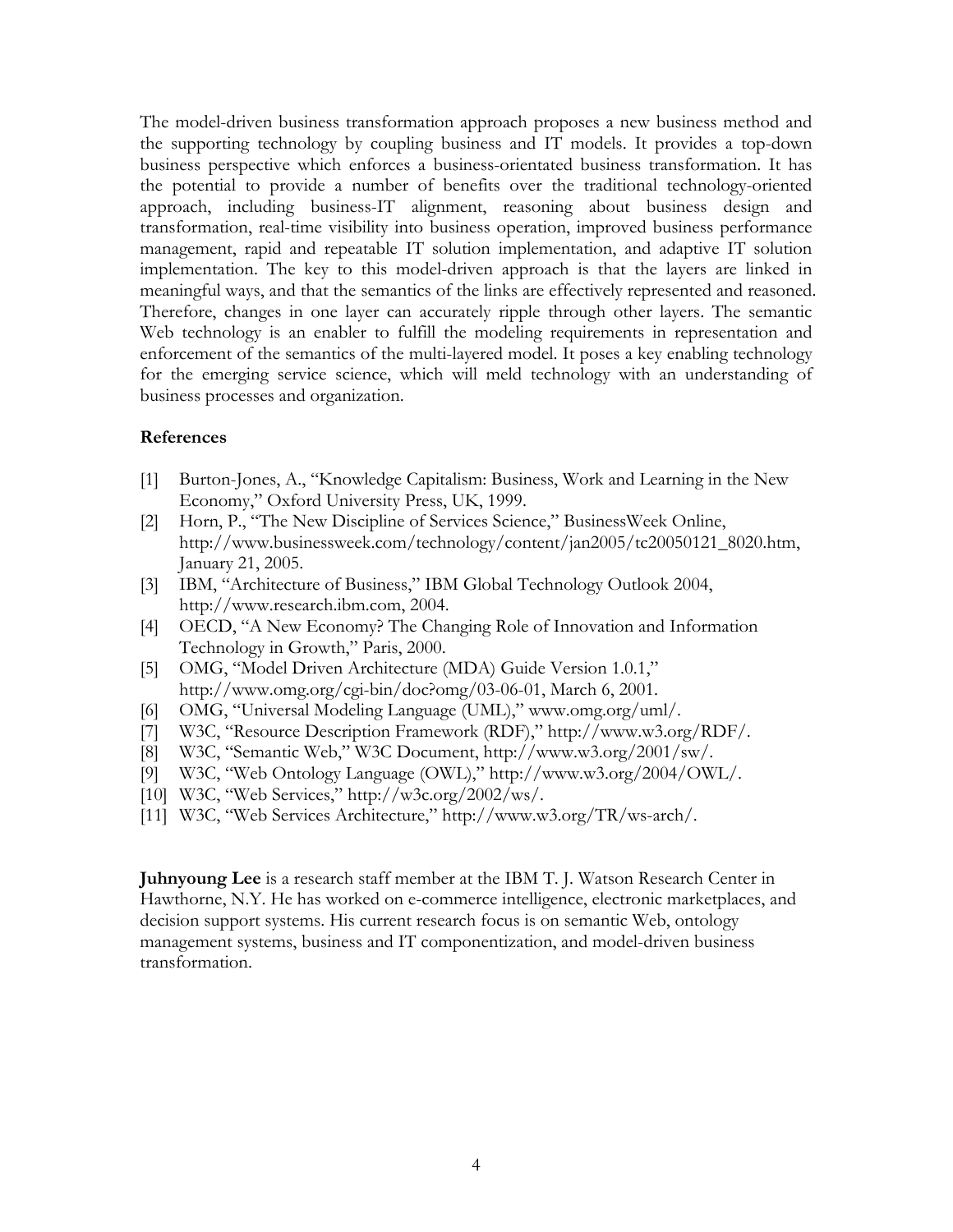The model-driven business transformation approach proposes a new business method and the supporting technology by coupling business and IT models. It provides a top-down business perspective which enforces a business-orientated business transformation. It has the potential to provide a number of benefits over the traditional technology-oriented approach, including business-IT alignment, reasoning about business design and transformation, real-time visibility into business operation, improved business performance management, rapid and repeatable IT solution implementation, and adaptive IT solution implementation. The key to this model-driven approach is that the layers are linked in meaningful ways, and that the semantics of the links are effectively represented and reasoned. Therefore, changes in one layer can accurately ripple through other layers. The semantic Web technology is an enabler to fulfill the modeling requirements in representation and enforcement of the semantics of the multi-layered model. It poses a key enabling technology for the emerging service science, which will meld technology with an understanding of business processes and organization.

## References

[1] Burton-Jones, A., "Knowledge Capitalism: Business, Work and Learning in the New Economy," Oxford University Press, UK, 1999.

[2] Horn, P., "The New Discipline of Services Science," BusinessWeek Online, http://www.businessweek.com/technology/content/jan2005/tc20050121_8020.htm, January 21, 2005.

[3] IBM, "Architecture of Business," IBM Global Technology Outlook 2004, http://www.research.ibm.com, 2004.

[4] OECD, "A New Economy? The Changing Role of Innovation and Information Technology in Growth," Paris, 2000.

[5] OMG, "Model Driven Architecture (MDA) Guide Version 1.0.1," http://www.omg.org/cgi-bin/doc?omg/03-06-01, March 6, 2001.

[6] OMG, "Universal Modeling Language (UML)," www.omg.org/uml/.

[7] W3C, "Resource Description Framework (RDF)," http://www.w3.org/RDF/.

[8] W3C, "Semantic Web," W3C Document, http://www.w3.org/2001/sw/.

[9] W3C, "Web Ontology Language (OWL)," http://www.w3.org/2004/OWL/.

[10] W3C, "Web Services," http://w3c.org/2002/ws/.

[11] W3C, "Web Services Architecture," http://www.w3.org/TR/ws-arch/.

**Juhnyoung Lee** is a research staff member at the IBM T. J. Watson Research Center in Hawthorne, N.Y. He has worked on e-commerce intelligence, electronic marketplaces, and decision support systems. His current research focus is on semantic Web, ontology management systems, business and IT componentization, and model-driven business transformation.